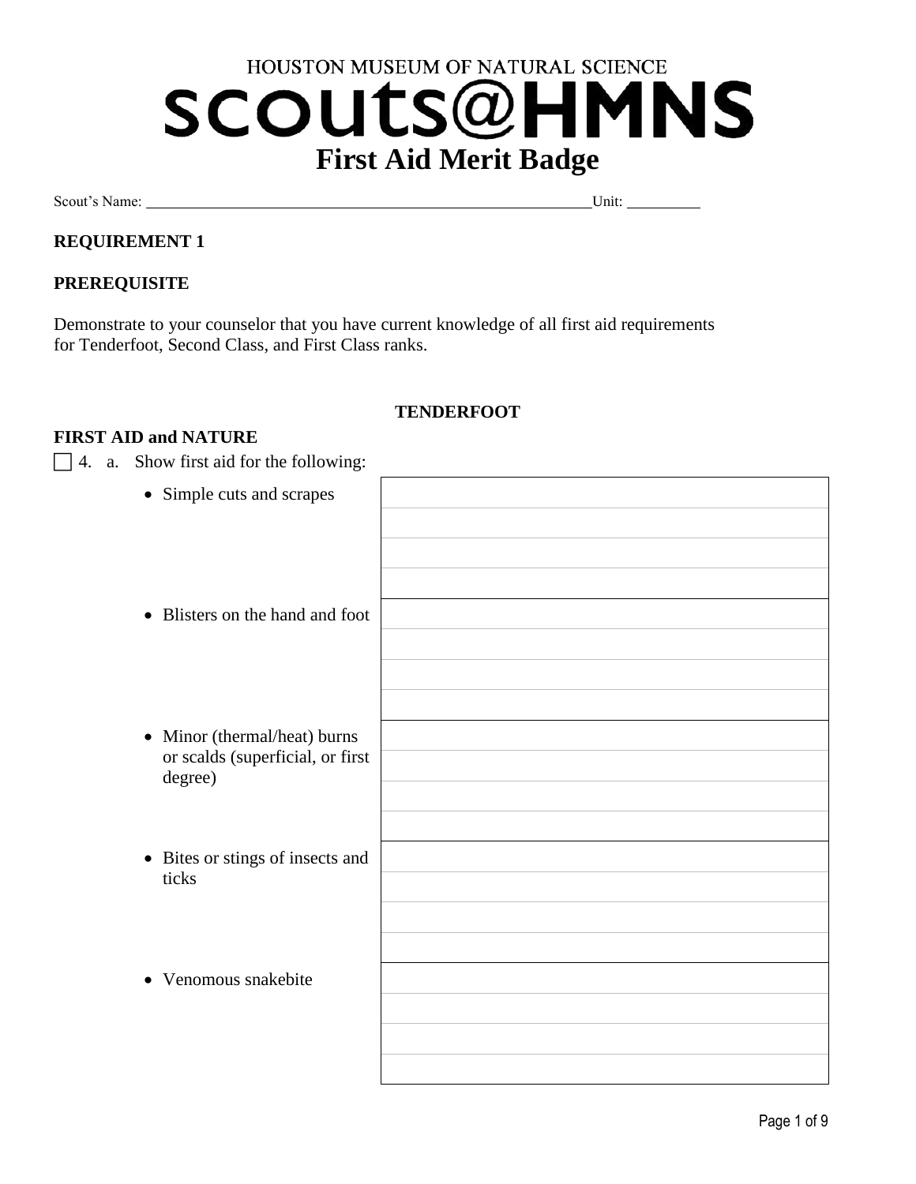HOUSTON MUSEUM OF NATURAL SCIENCE

# SCOUTS@HMNS

# First Aid Merit Badge

Scout's Name: ______________________________ Unit: __________

**REQUIREMENT 1**

**PREREQUISITE**

Demonstrate to your counselor that you have current knowledge of all first aid requirements for Tenderfoot, Second Class, and First Class ranks.

**TENDERFOOT**

**FIRST AID and NATURE**

☐ 4. a. Show first aid for the following:

| | |
|---|---|
| • Simple cuts and scrapes | |
| • Blisters on the hand and foot | |
| • Minor (thermal/heat) burns or scalds (superficial, or first degree) | |
| • Bites or stings of insects and ticks | |
| • Venomous snakebite | |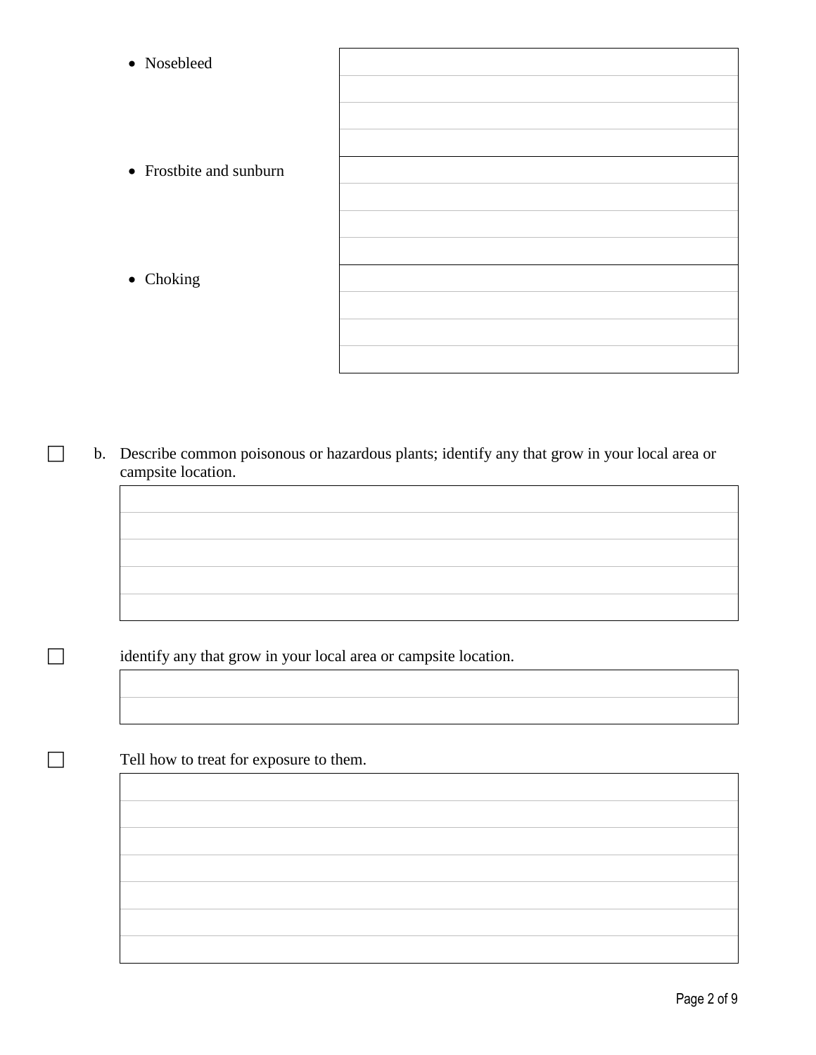- Nosebleed
- Frostbite and sunburn
- Choking

☐ b. Describe common poisonous or hazardous plants; identify any that grow in your local area or campsite location.

☐ identify any that grow in your local area or campsite location.

☐ Tell how to treat for exposure to them.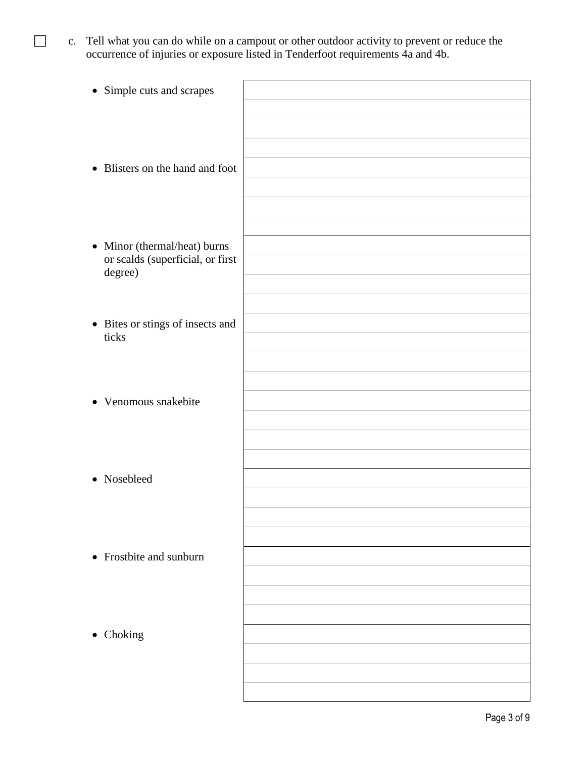☐ c. Tell what you can do while on a campout or other outdoor activity to prevent or reduce the occurrence of injuries or exposure listed in Tenderfoot requirements 4a and 4b.

| | |
|---|---|
| • Simple cuts and scrapes | |
| • Blisters on the hand and foot | |
| • Minor (thermal/heat) burns or scalds (superficial, or first degree) | |
| • Bites or stings of insects and ticks | |
| • Venomous snakebite | |
| • Nosebleed | |
| • Frostbite and sunburn | |
| • Choking | |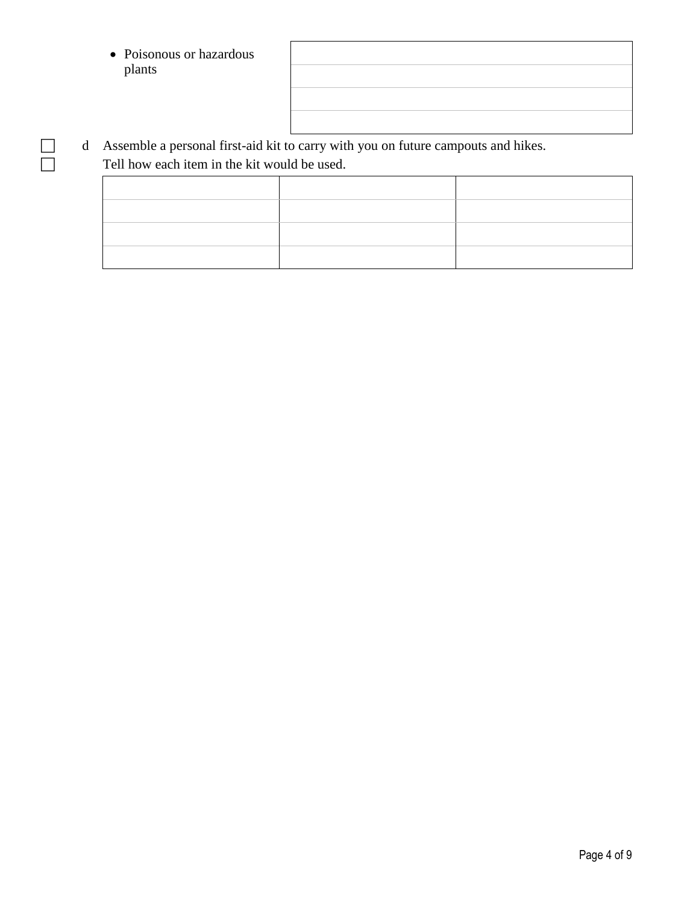- Poisonous or hazardous plants

| |
|---|
| |
| |
| |

☐ ☐ d Assemble a personal first-aid kit to carry with you on future campouts and hikes. Tell how each item in the kit would be used.

| | | |
|---|---|---|
| | | |
| | | |
| | | |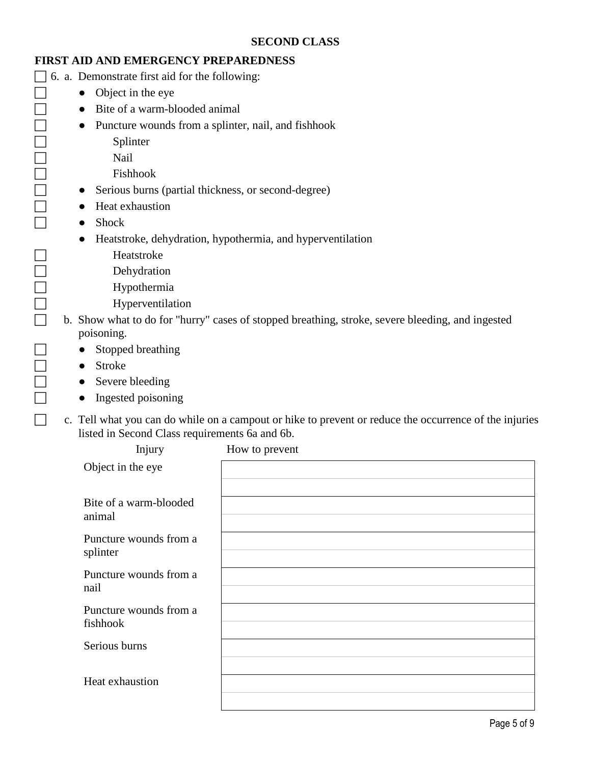## SECOND CLASS

### FIRST AID AND EMERGENCY PREPAREDNESS

- [ ] 6. a. Demonstrate first aid for the following:
  - [ ] Object in the eye
  - [ ] Bite of a warm-blooded animal
  - [ ] Puncture wounds from a splinter, nail, and fishhook
    - [ ] Splinter
    - [ ] Nail
    - [ ] Fishhook
  - [ ] Serious burns (partial thickness, or second-degree)
  - [ ] Heat exhaustion
  - [ ] Shock
  - Heatstroke, dehydration, hypothermia, and hyperventilation
    - [ ] Heatstroke
    - [ ] Dehydration
    - [ ] Hypothermia
    - [ ] Hyperventilation
- [ ] b. Show what to do for "hurry" cases of stopped breathing, stroke, severe bleeding, and ingested poisoning.
  - [ ] Stopped breathing
  - [ ] Stroke
  - [ ] Severe bleeding
  - [ ] Ingested poisoning
- [ ] c. Tell what you can do while on a campout or hike to prevent or reduce the occurrence of the injuries listed in Second Class requirements 6a and 6b.

| Injury | How to prevent |
|---|---|
| Object in the eye | |
| Bite of a warm-blooded animal | |
| Puncture wounds from a splinter | |
| Puncture wounds from a nail | |
| Puncture wounds from a fishhook | |
| Serious burns | |
| Heat exhaustion | |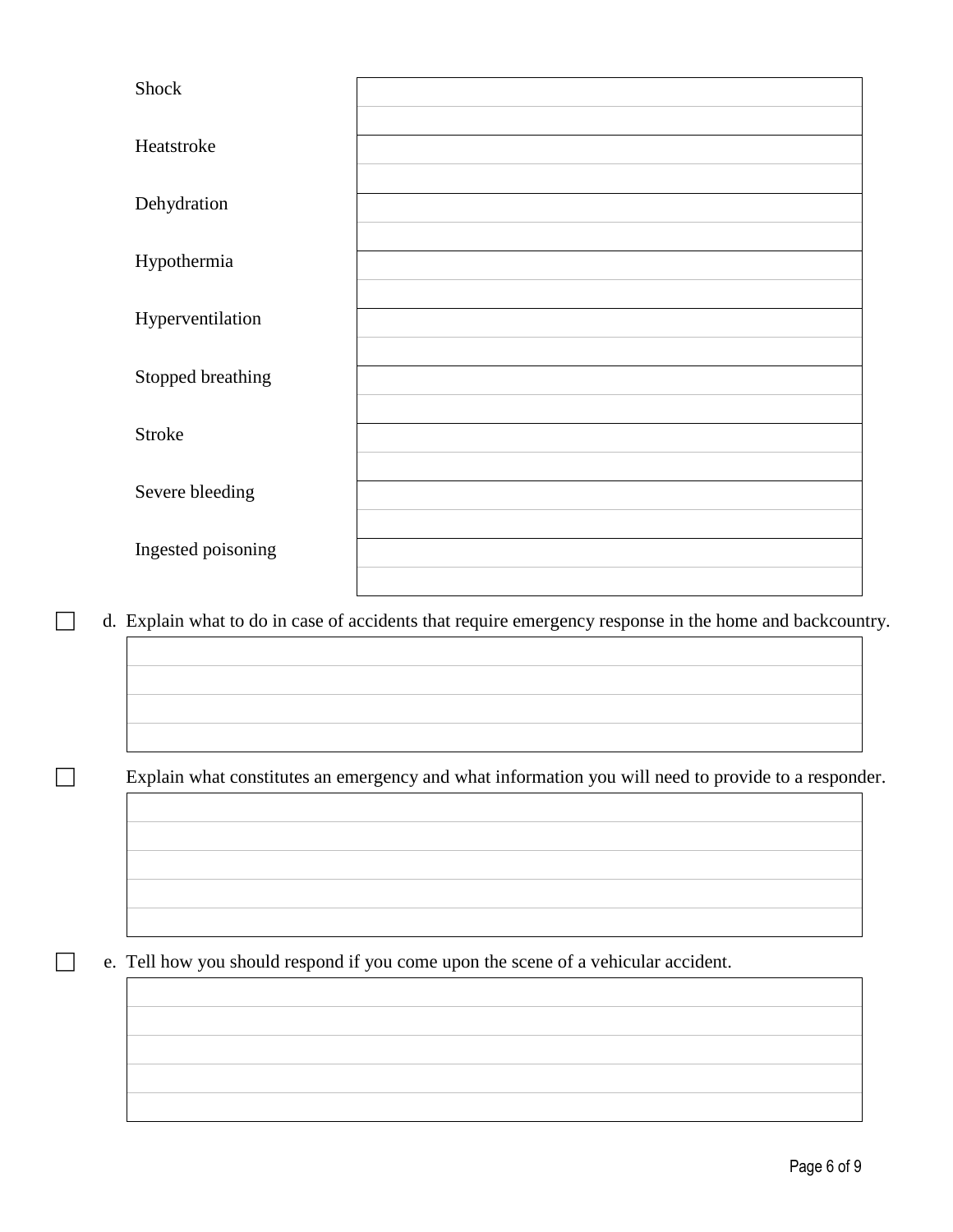| | |
|---|---|
| Shock | |
| Heatstroke | |
| Dehydration | |
| Hypothermia | |
| Hyperventilation | |
| Stopped breathing | |
| Stroke | |
| Severe bleeding | |
| Ingested poisoning | |

☐ d. Explain what to do in case of accidents that require emergency response in the home and backcountry.

☐ Explain what constitutes an emergency and what information you will need to provide to a responder.

☐ e. Tell how you should respond if you come upon the scene of a vehicular accident.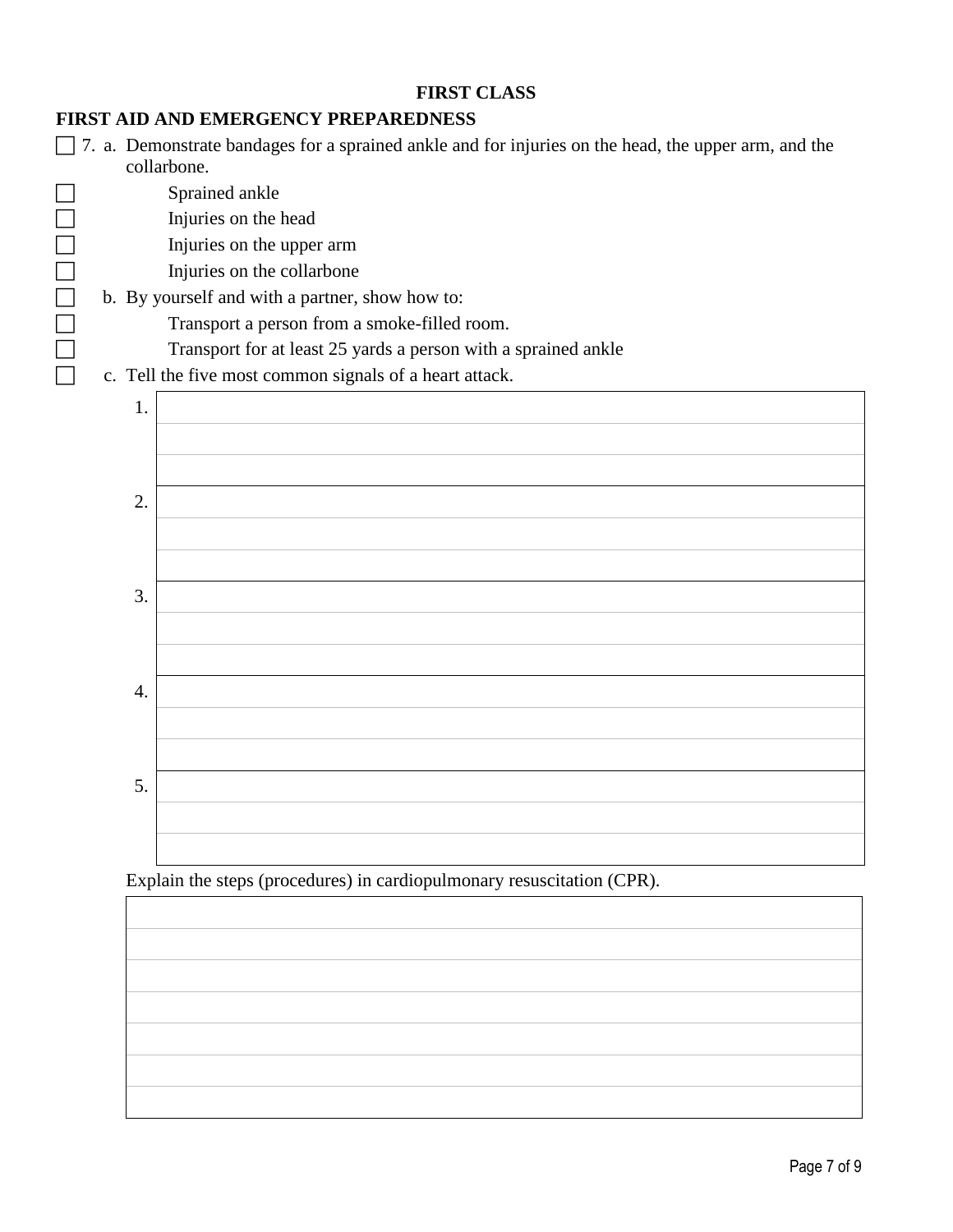**FIRST CLASS**

## FIRST AID AND EMERGENCY PREPAREDNESS

- [ ] 7. a. Demonstrate bandages for a sprained ankle and for injuries on the head, the upper arm, and the collarbone.
- [ ] Sprained ankle
- [ ] Injuries on the head
- [ ] Injuries on the upper arm
- [ ] Injuries on the collarbone
- [ ] b. By yourself and with a partner, show how to:
- [ ] Transport a person from a smoke-filled room.
- [ ] Transport for at least 25 yards a person with a sprained ankle
- [ ] c. Tell the five most common signals of a heart attack.

| | |
|---|---|
| 1. | |
| 2. | |
| 3. | |
| 4. | |
| 5. | |

Explain the steps (procedures) in cardiopulmonary resuscitation (CPR).

| |
|---|
| |
| |
| |
| |
| |
| |
| |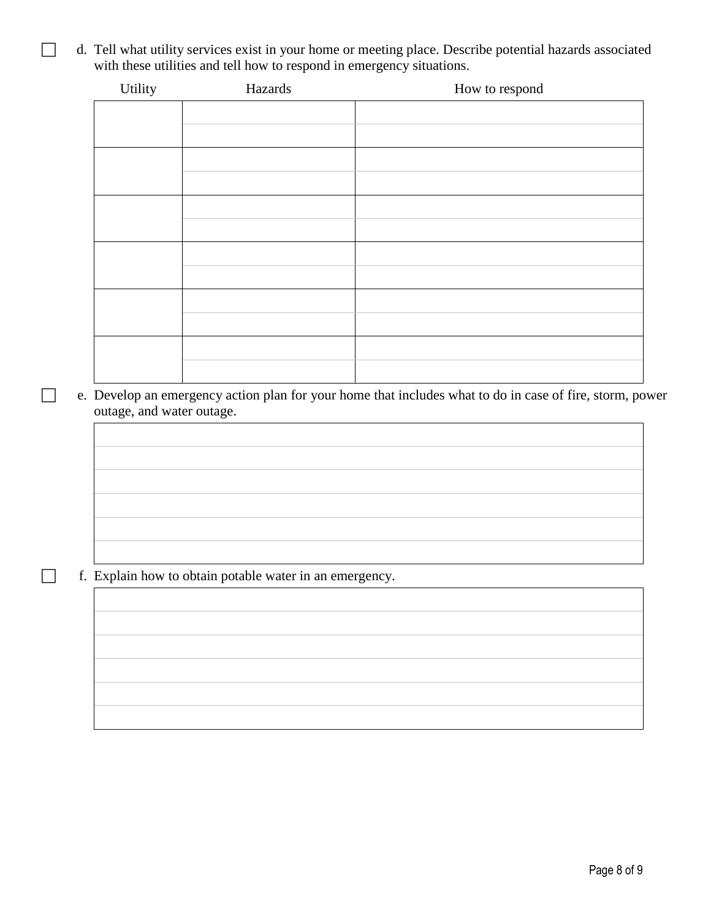☐ d. Tell what utility services exist in your home or meeting place. Describe potential hazards associated with these utilities and tell how to respond in emergency situations.

| Utility | Hazards | How to respond |
|---|---|---|
| | | |
| | | |
| | | |
| | | |
| | | |
| | | |
| | | |
| | | |
| | | |
| | | |
| | | |
| | | |

☐ e. Develop an emergency action plan for your home that includes what to do in case of fire, storm, power outage, and water outage.

☐ f. Explain how to obtain potable water in an emergency.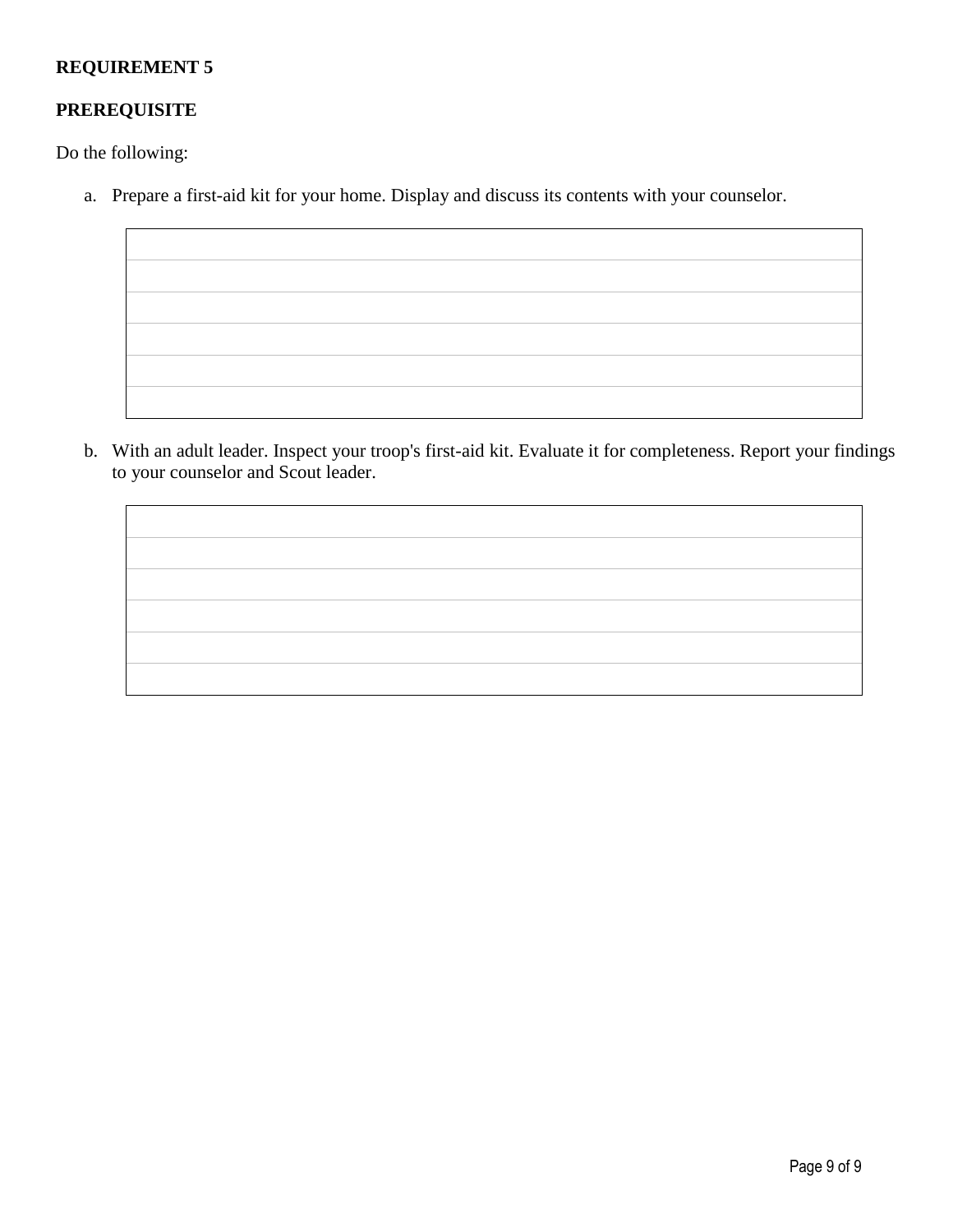**REQUIREMENT 5**

**PREREQUISITE**

Do the following:

a. Prepare a first-aid kit for your home. Display and discuss its contents with your counselor.

| |
|---|
| |
| |
| |
| |
| |
| |

b. With an adult leader. Inspect your troop's first-aid kit. Evaluate it for completeness. Report your findings to your counselor and Scout leader.

| |
|---|
| |
| |
| |
| |
| |
| |